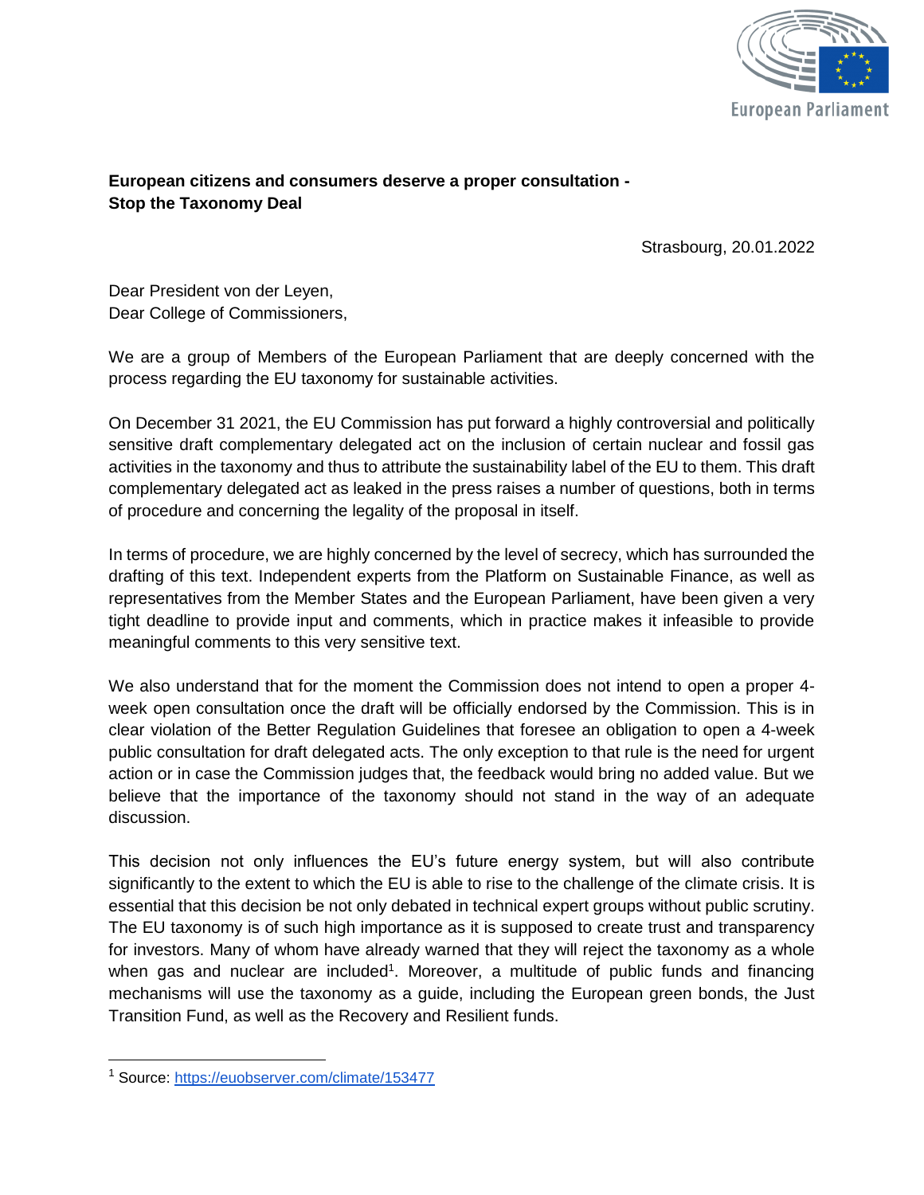**European citizens and consumers deserve a proper consultation - Stop the Taxonomy Deal**

Strasbourg, 20.01.2022

Dear President von der Leyen,
Dear College of Commissioners,

We are a group of Members of the European Parliament that are deeply concerned with the process regarding the EU taxonomy for sustainable activities.

On December 31 2021, the EU Commission has put forward a highly controversial and politically sensitive draft complementary delegated act on the inclusion of certain nuclear and fossil gas activities in the taxonomy and thus to attribute the sustainability label of the EU to them. This draft complementary delegated act as leaked in the press raises a number of questions, both in terms of procedure and concerning the legality of the proposal in itself.

In terms of procedure, we are highly concerned by the level of secrecy, which has surrounded the drafting of this text. Independent experts from the Platform on Sustainable Finance, as well as representatives from the Member States and the European Parliament, have been given a very tight deadline to provide input and comments, which in practice makes it infeasible to provide meaningful comments to this very sensitive text.

We also understand that for the moment the Commission does not intend to open a proper 4-week open consultation once the draft will be officially endorsed by the Commission. This is in clear violation of the Better Regulation Guidelines that foresee an obligation to open a 4-week public consultation for draft delegated acts. The only exception to that rule is the need for urgent action or in case the Commission judges that, the feedback would bring no added value. But we believe that the importance of the taxonomy should not stand in the way of an adequate discussion.

This decision not only influences the EU's future energy system, but will also contribute significantly to the extent to which the EU is able to rise to the challenge of the climate crisis. It is essential that this decision be not only debated in technical expert groups without public scrutiny. The EU taxonomy is of such high importance as it is supposed to create trust and transparency for investors. Many of whom have already warned that they will reject the taxonomy as a whole when gas and nuclear are included[1]. Moreover, a multitude of public funds and financing mechanisms will use the taxonomy as a guide, including the European green bonds, the Just Transition Fund, as well as the Recovery and Resilient funds.

---

[1] Source: https://euobserver.com/climate/153477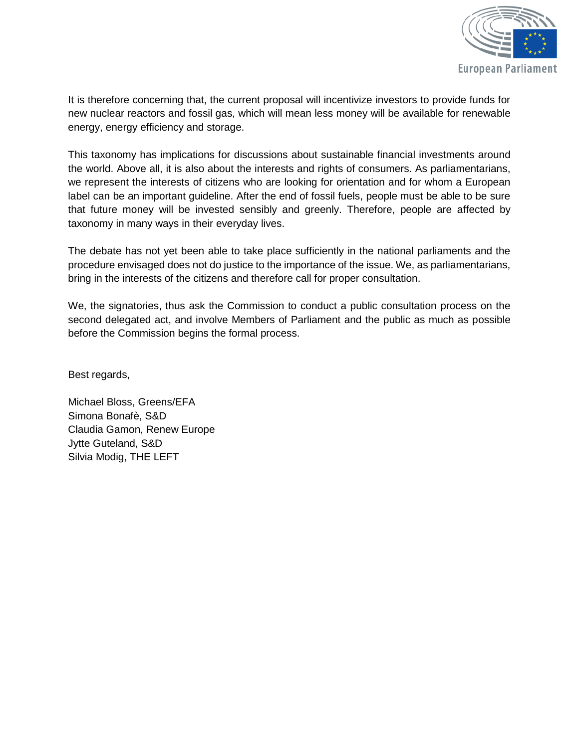It is therefore concerning that, the current proposal will incentivize investors to provide funds for new nuclear reactors and fossil gas, which will mean less money will be available for renewable energy, energy efficiency and storage.

This taxonomy has implications for discussions about sustainable financial investments around the world. Above all, it is also about the interests and rights of consumers. As parliamentarians, we represent the interests of citizens who are looking for orientation and for whom a European label can be an important guideline. After the end of fossil fuels, people must be able to be sure that future money will be invested sensibly and greenly. Therefore, people are affected by taxonomy in many ways in their everyday lives.

The debate has not yet been able to take place sufficiently in the national parliaments and the procedure envisaged does not do justice to the importance of the issue. We, as parliamentarians, bring in the interests of the citizens and therefore call for proper consultation.

We, the signatories, thus ask the Commission to conduct a public consultation process on the second delegated act, and involve Members of Parliament and the public as much as possible before the Commission begins the formal process.

Best regards,

Michael Bloss, Greens/EFA
Simona Bonafè, S&D
Claudia Gamon, Renew Europe
Jytte Guteland, S&D
Silvia Modig, THE LEFT